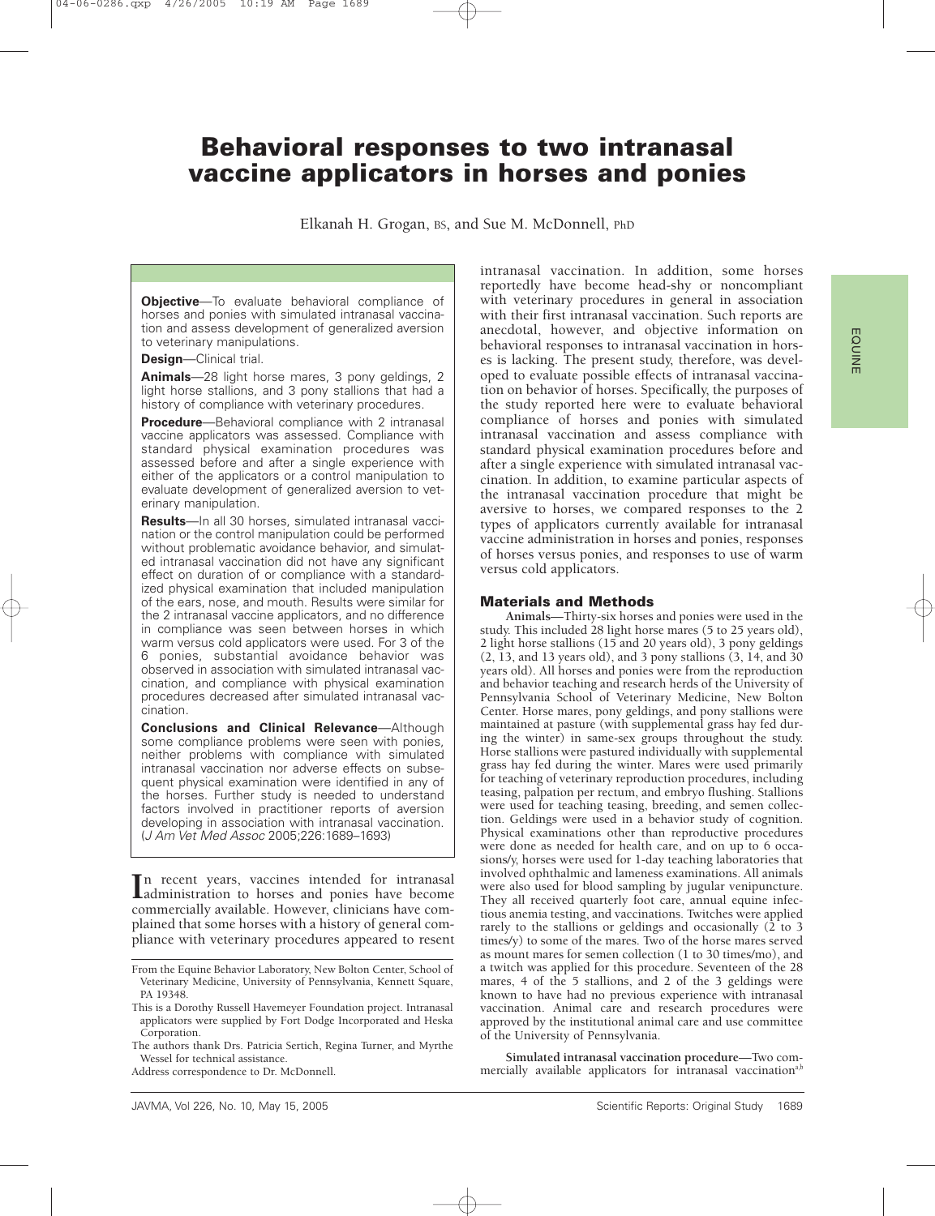# Behavioral responses to two intranasal vaccine applicators in horses and ponies

Elkanah H. Grogan, BS, and Sue M. McDonnell, PhD

**Objective**—To evaluate behavioral compliance of horses and ponies with simulated intranasal vaccination and assess development of generalized aversion to veterinary manipulations.

**Design**—Clinical trial.

**Animals**—28 light horse mares, 3 pony geldings, 2 light horse stallions, and 3 pony stallions that had a history of compliance with veterinary procedures.

**Procedure**—Behavioral compliance with 2 intranasal vaccine applicators was assessed. Compliance with standard physical examination procedures was assessed before and after a single experience with either of the applicators or a control manipulation to evaluate development of generalized aversion to veterinary manipulation.

**Results**—In all 30 horses, simulated intranasal vaccination or the control manipulation could be performed without problematic avoidance behavior, and simulated intranasal vaccination did not have any significant effect on duration of or compliance with a standardized physical examination that included manipulation of the ears, nose, and mouth. Results were similar for the 2 intranasal vaccine applicators, and no difference in compliance was seen between horses in which warm versus cold applicators were used. For 3 of the 6 ponies, substantial avoidance behavior was observed in association with simulated intranasal vaccination, and compliance with physical examination procedures decreased after simulated intranasal vaccination.

**Conclusions and Clinical Relevance**—Although some compliance problems were seen with ponies, neither problems with compliance with simulated intranasal vaccination nor adverse effects on subsequent physical examination were identified in any of the horses. Further study is needed to understand factors involved in practitioner reports of aversion developing in association with intranasal vaccination. (*J Am Vet Med Assoc* 2005;226:1689–1693)

In recent years, vaccines intended for intranasal administration to horses and ponies have become commercially available. However, clinicians have complained that some horses with a history of general compliance with veterinary procedures appeared to resent intranasal vaccination. In addition, some horses reportedly have become head-shy or noncompliant with veterinary procedures in general in association with their first intranasal vaccination. Such reports are anecdotal, however, and objective information on behavioral responses to intranasal vaccination in horses is lacking. The present study, therefore, was developed to evaluate possible effects of intranasal vaccination on behavior of horses. Specifically, the purposes of the study reported here were to evaluate behavioral compliance of horses and ponies with simulated intranasal vaccination and assess compliance with standard physical examination procedures before and after a single experience with simulated intranasal vaccination. In addition, to examine particular aspects of the intranasal vaccination procedure that might be aversive to horses, we compared responses to the 2 types of applicators currently available for intranasal vaccine administration in horses and ponies, responses of horses versus ponies, and responses to use of warm versus cold applicators.

From the Equine Behavior Laboratory, New Bolton Center, School of Veterinary Medicine, University of Pennsylvania, Kennett Square, PA 19348.

This is a Dorothy Russell Havemeyer Foundation project. Intranasal applicators were supplied by Fort Dodge Incorporated and Heska Corporation.

The authors thank Drs. Patricia Sertich, Regina Turner, and Myrthe Wessel for technical assistance.

Address correspondence to Dr. McDonnell.

## Materials and Methods

**Animals**—Thirty-six horses and ponies were used in the study. This included 28 light horse mares (5 to 25 years old), 2 light horse stallions (15 and 20 years old), 3 pony geldings (2, 13, and 13 years old), and 3 pony stallions (3, 14, and 30 years old). All horses and ponies were from the reproduction and behavior teaching and research herds of the University of Pennsylvania School of Veterinary Medicine, New Bolton Center. Horse mares, pony geldings, and pony stallions were maintained at pasture (with supplemental grass hay fed during the winter) in same-sex groups throughout the study. Horse stallions were pastured individually with supplemental grass hay fed during the winter. Mares were used primarily for teaching of veterinary reproduction procedures, including teasing, palpation per rectum, and embryo flushing. Stallions were used for teaching teasing, breeding, and semen collection. Geldings were used in a behavior study of cognition. Physical examinations other than reproductive procedures were done as needed for health care, and on up to 6 occasions/y, horses were used for 1-day teaching laboratories that involved ophthalmic and lameness examinations. All animals were also used for blood sampling by jugular venipuncture. They all received quarterly foot care, annual equine infectious anemia testing, and vaccinations. Twitches were applied rarely to the stallions or geldings and occasionally (2 to 3 times/y) to some of the mares. Two of the horse mares served as mount mares for semen collection (1 to 30 times/mo), and a twitch was applied for this procedure. Seventeen of the 28 mares, 4 of the 5 stallions, and 2 of the 3 geldings were known to have had no previous experience with intranasal vaccination. Animal care and research procedures were approved by the institutional animal care and use committee of the University of Pennsylvania.

**Simulated intranasal vaccination procedure**—Two commercially available applicators for intranasal vaccination[a,b]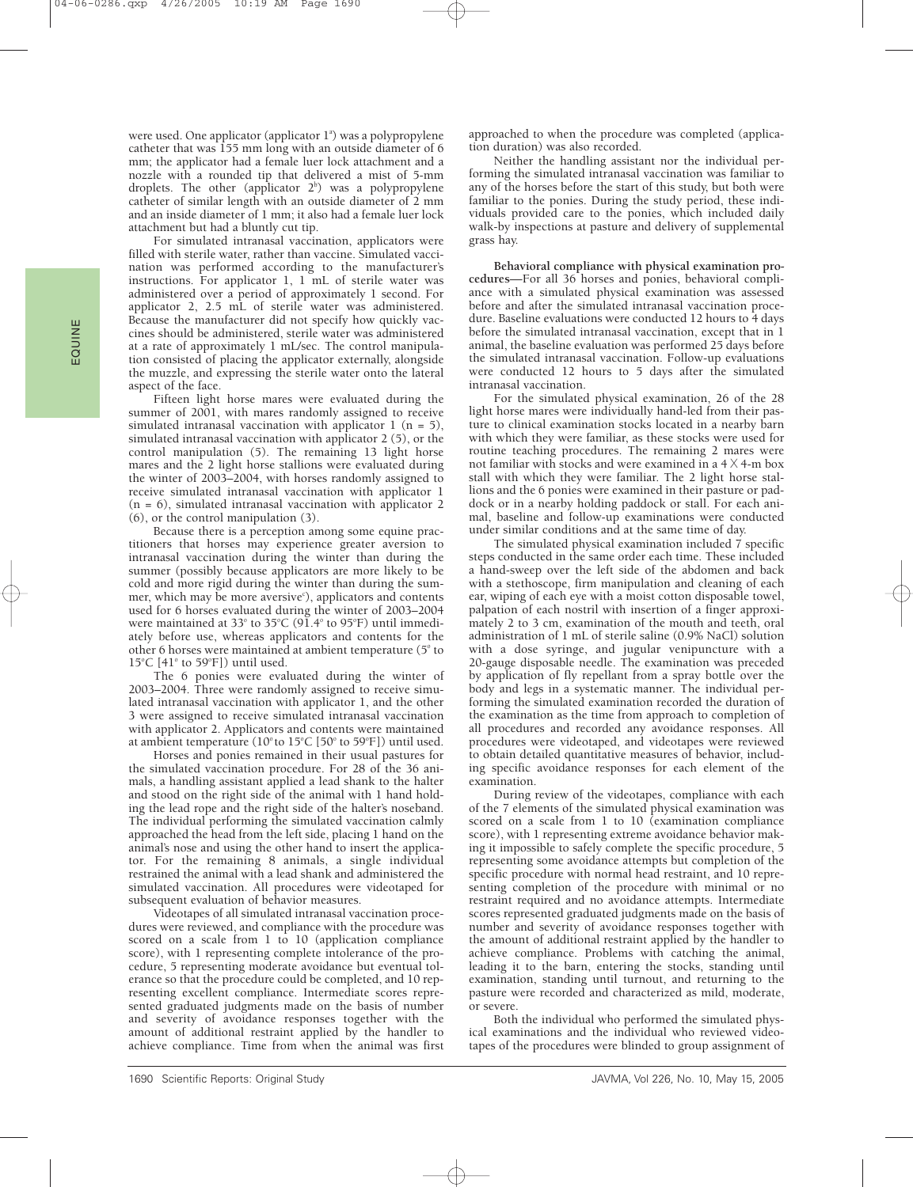were used. One applicator (applicator 1[a]) was a polypropylene catheter that was 155 mm long with an outside diameter of 6 mm; the applicator had a female luer lock attachment and a nozzle with a rounded tip that delivered a mist of 5-mm droplets. The other (applicator 2[b]) was a polypropylene catheter of similar length with an outside diameter of 2 mm and an inside diameter of 1 mm; it also had a female luer lock attachment but had a bluntly cut tip.

For simulated intranasal vaccination, applicators were filled with sterile water, rather than vaccine. Simulated vaccination was performed according to the manufacturer's instructions. For applicator 1, 1 mL of sterile water was administered over a period of approximately 1 second. For applicator 2, 2.5 mL of sterile water was administered. Because the manufacturer did not specify how quickly vaccines should be administered, sterile water was administered at a rate of approximately 1 mL/sec. The control manipulation consisted of placing the applicator externally, alongside the muzzle, and expressing the sterile water onto the lateral aspect of the face.

Fifteen light horse mares were evaluated during the summer of 2001, with mares randomly assigned to receive simulated intranasal vaccination with applicator 1 (n = 5), simulated intranasal vaccination with applicator 2 (5), or the control manipulation (5). The remaining 13 light horse mares and the 2 light horse stallions were evaluated during the winter of 2003–2004, with horses randomly assigned to receive simulated intranasal vaccination with applicator 1 (n = 6), simulated intranasal vaccination with applicator 2 (6), or the control manipulation (3).

Because there is a perception among some equine practitioners that horses may experience greater aversion to intranasal vaccination during the winter than during the summer (possibly because applicators are more likely to be cold and more rigid during the winter than during the summer, which may be more aversive[c]), applicators and contents used for 6 horses evaluated during the winter of 2003–2004 were maintained at 33° to 35°C (91.4° to 95°F) until immediately before use, whereas applicators and contents for the other 6 horses were maintained at ambient temperature (5° to 15°C [41° to 59°F]) until used.

The 6 ponies were evaluated during the winter of 2003–2004. Three were randomly assigned to receive simulated intranasal vaccination with applicator 1, and the other 3 were assigned to receive simulated intranasal vaccination with applicator 2. Applicators and contents were maintained at ambient temperature (10° to 15°C [50° to 59°F]) until used.

Horses and ponies remained in their usual pastures for the simulated vaccination procedure. For 28 of the 36 animals, a handling assistant applied a lead shank to the halter and stood on the right side of the animal with 1 hand holding the lead rope and the right side of the halter's noseband. The individual performing the simulated vaccination calmly approached the head from the left side, placing 1 hand on the animal's nose and using the other hand to insert the applicator. For the remaining 8 animals, a single individual restrained the animal with a lead shank and administered the simulated vaccination. All procedures were videotaped for subsequent evaluation of behavior measures.

Videotapes of all simulated intranasal vaccination procedures were reviewed, and compliance with the procedure was scored on a scale from 1 to 10 (application compliance score), with 1 representing complete intolerance of the procedure, 5 representing moderate avoidance but eventual tolerance so that the procedure could be completed, and 10 representing excellent compliance. Intermediate scores represented graduated judgments made on the basis of number and severity of avoidance responses together with the amount of additional restraint applied by the handler to achieve compliance. Time from when the animal was first approached to when the procedure was completed (application duration) was also recorded.

Neither the handling assistant nor the individual performing the simulated intranasal vaccination was familiar to any of the horses before the start of this study, but both were familiar to the ponies. During the study period, these individuals provided care to the ponies, which included daily walk-by inspections at pasture and delivery of supplemental grass hay.

**Behavioral compliance with physical examination procedures**—For all 36 horses and ponies, behavioral compliance with a simulated physical examination was assessed before and after the simulated intranasal vaccination procedure. Baseline evaluations were conducted 12 hours to 4 days before the simulated intranasal vaccination, except that in 1 animal, the baseline evaluation was performed 25 days before the simulated intranasal vaccination. Follow-up evaluations were conducted 12 hours to 5 days after the simulated intranasal vaccination.

For the simulated physical examination, 26 of the 28 light horse mares were individually hand-led from their pasture to clinical examination stocks located in a nearby barn with which they were familiar, as these stocks were used for routine teaching procedures. The remaining 2 mares were not familiar with stocks and were examined in a 4 × 4-m box stall with which they were familiar. The 2 light horse stallions and the 6 ponies were examined in their pasture or paddock or in a nearby holding paddock or stall. For each animal, baseline and follow-up examinations were conducted under similar conditions and at the same time of day.

The simulated physical examination included 7 specific steps conducted in the same order each time. These included a hand-sweep over the left side of the abdomen and back with a stethoscope, firm manipulation and cleaning of each ear, wiping of each eye with a moist cotton disposable towel, palpation of each nostril with insertion of a finger approximately 2 to 3 cm, examination of the mouth and teeth, oral administration of 1 mL of sterile saline (0.9% NaCl) solution with a dose syringe, and jugular venipuncture with a 20-gauge disposable needle. The examination was preceded by application of fly repellant from a spray bottle over the body and legs in a systematic manner. The individual performing the simulated examination recorded the duration of the examination as the time from approach to completion of all procedures and recorded any avoidance responses. All procedures were videotaped, and videotapes were reviewed to obtain detailed quantitative measures of behavior, including specific avoidance responses for each element of the examination.

During review of the videotapes, compliance with each of the 7 elements of the simulated physical examination was scored on a scale from 1 to 10 (examination compliance score), with 1 representing extreme avoidance behavior making it impossible to safely complete the specific procedure, 5 representing some avoidance attempts but completion of the specific procedure with normal head restraint, and 10 representing completion of the procedure with minimal or no restraint required and no avoidance attempts. Intermediate scores represented graduated judgments made on the basis of number and severity of avoidance responses together with the amount of additional restraint applied by the handler to achieve compliance. Problems with catching the animal, leading it to the barn, entering the stocks, standing until examination, standing until turnout, and returning to the pasture were recorded and characterized as mild, moderate, or severe.

Both the individual who performed the simulated physical examinations and the individual who reviewed videotapes of the procedures were blinded to group assignment of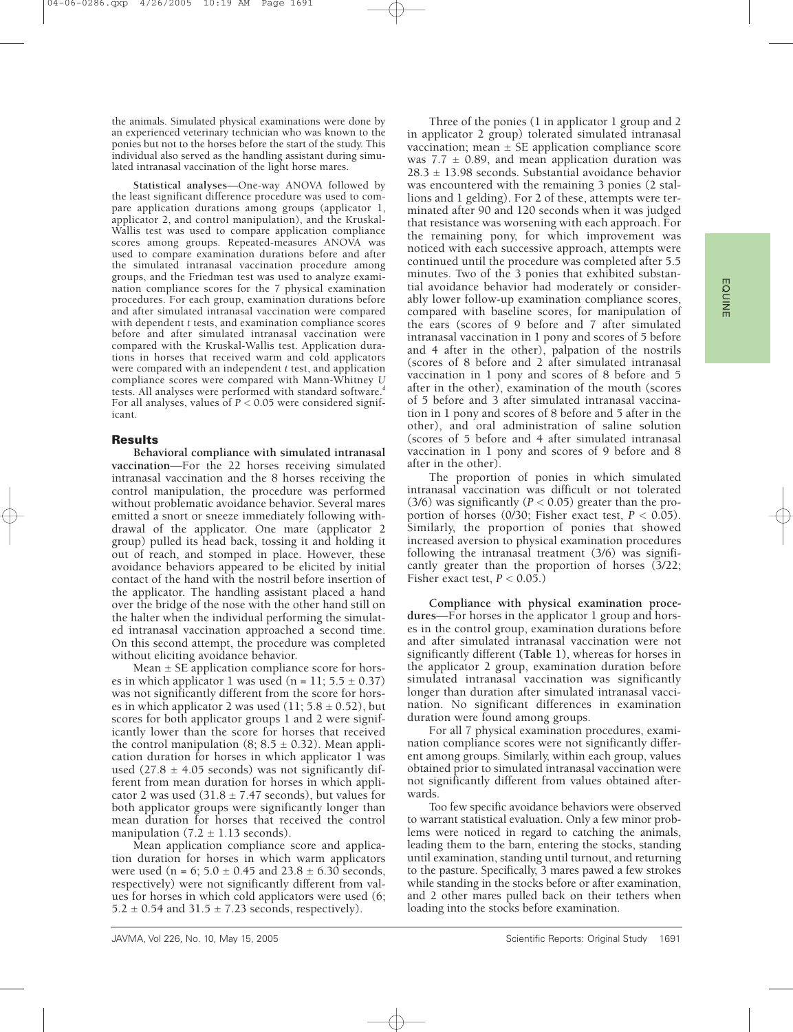the animals. Simulated physical examinations were done by an experienced veterinary technician who was known to the ponies but not to the horses before the start of the study. This individual also served as the handling assistant during simulated intranasal vaccination of the light horse mares.

**Statistical analyses**—One-way ANOVA followed by the least significant difference procedure was used to compare application durations among groups (applicator 1, applicator 2, and control manipulation), and the Kruskal-Wallis test was used to compare application compliance scores among groups. Repeated-measures ANOVA was used to compare examination durations before and after the simulated intranasal vaccination procedure among groups, and the Friedman test was used to analyze examination compliance scores for the 7 physical examination procedures. For each group, examination durations before and after simulated intranasal vaccination were compared with dependent *t* tests, and examination compliance scores before and after simulated intranasal vaccination were compared with the Kruskal-Wallis test. Application durations in horses that received warm and cold applicators were compared with an independent *t* test, and application compliance scores were compared with Mann-Whitney *U* tests. All analyses were performed with standard software.[d] For all analyses, values of $P < 0.05$ were considered significant.

## Results

**Behavioral compliance with simulated intranasal vaccination**—For the 22 horses receiving simulated intranasal vaccination and the 8 horses receiving the control manipulation, the procedure was performed without problematic avoidance behavior. Several mares emitted a snort or sneeze immediately following withdrawal of the applicator. One mare (applicator 2 group) pulled its head back, tossing it and holding it out of reach, and stomped in place. However, these avoidance behaviors appeared to be elicited by initial contact of the hand with the nostril before insertion of the applicator. The handling assistant placed a hand over the bridge of the nose with the other hand still on the halter when the individual performing the simulated intranasal vaccination approached a second time. On this second attempt, the procedure was completed without eliciting avoidance behavior.

Mean ± SE application compliance score for horses in which applicator 1 was used (n = 11; 5.5 ± 0.37) was not significantly different from the score for horses in which applicator 2 was used (11; 5.8 ± 0.52), but scores for both applicator groups 1 and 2 were significantly lower than the score for horses that received the control manipulation (8; 8.5 ± 0.32). Mean application duration for horses in which applicator 1 was used (27.8 ± 4.05 seconds) was not significantly different from mean duration for horses in which applicator 2 was used (31.8 ± 7.47 seconds), but values for both applicator groups were significantly longer than mean duration for horses that received the control manipulation (7.2 ± 1.13 seconds).

Mean application compliance score and application duration for horses in which warm applicators were used (n = 6; 5.0 ± 0.45 and 23.8 ± 6.30 seconds, respectively) were not significantly different from values for horses in which cold applicators were used (6; 5.2 ± 0.54 and 31.5 ± 7.23 seconds, respectively).

Three of the ponies (1 in applicator 1 group and 2 in applicator 2 group) tolerated simulated intranasal vaccination; mean ± SE application compliance score was 7.7 ± 0.89, and mean application duration was 28.3 ± 13.98 seconds. Substantial avoidance behavior was encountered with the remaining 3 ponies (2 stallions and 1 gelding). For 2 of these, attempts were terminated after 90 and 120 seconds when it was judged that resistance was worsening with each approach. For the remaining pony, for which improvement was noticed with each successive approach, attempts were continued until the procedure was completed after 5.5 minutes. Two of the 3 ponies that exhibited substantial avoidance behavior had moderately or considerably lower follow-up examination compliance scores, compared with baseline scores, for manipulation of the ears (scores of 9 before and 7 after simulated intranasal vaccination in 1 pony and scores of 5 before and 4 after in the other), palpation of the nostrils (scores of 8 before and 2 after simulated intranasal vaccination in 1 pony and scores of 8 before and 5 after in the other), examination of the mouth (scores of 5 before and 3 after simulated intranasal vaccination in 1 pony and scores of 8 before and 5 after in the other), and oral administration of saline solution (scores of 5 before and 4 after simulated intranasal vaccination in 1 pony and scores of 9 before and 8 after in the other).

The proportion of ponies in which simulated intranasal vaccination was difficult or not tolerated (3/6) was significantly ($P < 0.05$) greater than the proportion of horses (0/30; Fisher exact test, $P < 0.05$). Similarly, the proportion of ponies that showed increased aversion to physical examination procedures following the intranasal treatment (3/6) was significantly greater than the proportion of horses (3/22; Fisher exact test, $P < 0.05$.)

**Compliance with physical examination procedures**—For horses in the applicator 1 group and horses in the control group, examination durations before and after simulated intranasal vaccination were not significantly different (**Table 1**), whereas for horses in the applicator 2 group, examination duration before simulated intranasal vaccination was significantly longer than duration after simulated intranasal vaccination. No significant differences in examination duration were found among groups.

For all 7 physical examination procedures, examination compliance scores were not significantly different among groups. Similarly, within each group, values obtained prior to simulated intranasal vaccination were not significantly different from values obtained afterwards.

Too few specific avoidance behaviors were observed to warrant statistical evaluation. Only a few minor problems were noticed in regard to catching the animals, leading them to the barn, entering the stocks, standing until examination, standing until turnout, and returning to the pasture. Specifically, 3 mares pawed a few strokes while standing in the stocks before or after examination, and 2 other mares pulled back on their tethers when loading into the stocks before examination.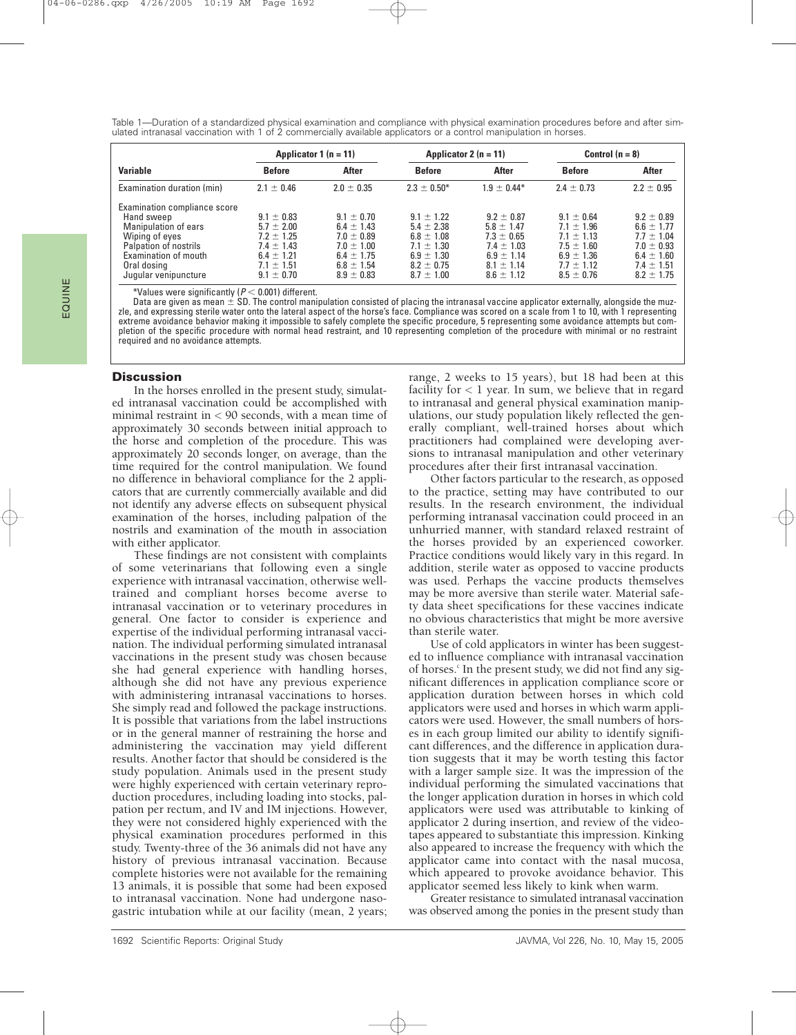Table 1—Duration of a standardized physical examination and compliance with physical examination procedures before and after simulated intranasal vaccination with 1 of 2 commercially available applicators or a control manipulation in horses.

| Variable | Applicator 1 (n = 11) | | Applicator 2 (n = 11) | | Control (n = 8) | |
|---|---|---|---|---|---|---|
| | Before | After | Before | After | Before | After |
| Examination duration (min) | 2.1 ± 0.46 | 2.0 ± 0.35 | 2.3 ± 0.50* | 1.9 ± 0.44* | 2.4 ± 0.73 | 2.2 ± 0.95 |
| Examination compliance score | | | | | | |
| Hand sweep | 9.1 ± 0.83 | 9.1 ± 0.70 | 9.1 ± 1.22 | 9.2 ± 0.87 | 9.1 ± 0.64 | 9.2 ± 0.89 |
| Manipulation of ears | 5.7 ± 2.00 | 6.4 ± 1.43 | 5.4 ± 2.38 | 5.8 ± 1.47 | 7.1 ± 1.96 | 6.6 ± 1.77 |
| Wiping of eyes | 7.2 ± 1.25 | 7.0 ± 0.89 | 6.8 ± 1.08 | 7.3 ± 0.65 | 7.1 ± 1.13 | 7.7 ± 1.04 |
| Palpation of nostrils | 7.4 ± 1.43 | 7.0 ± 1.00 | 7.1 ± 1.30 | 7.4 ± 1.03 | 7.5 ± 1.60 | 7.0 ± 0.93 |
| Examination of mouth | 6.4 ± 1.21 | 6.4 ± 1.75 | 6.9 ± 1.30 | 6.9 ± 1.14 | 6.9 ± 1.36 | 6.4 ± 1.60 |
| Oral dosing | 7.1 ± 1.51 | 6.8 ± 1.54 | 8.2 ± 0.75 | 8.1 ± 1.14 | 7.7 ± 1.12 | 7.4 ± 1.51 |
| Jugular venipuncture | 9.1 ± 0.70 | 8.9 ± 0.83 | 8.7 ± 1.00 | 8.6 ± 1.12 | 8.5 ± 0.76 | 8.2 ± 1.75 |

*Values were significantly ($P < 0.001$) different.

Data are given as mean ± SD. The control manipulation consisted of placing the intranasal vaccine applicator externally, alongside the muzzle, and expressing sterile water onto the lateral aspect of the horse's face. Compliance was scored on a scale from 1 to 10, with 1 representing extreme avoidance behavior making it impossible to safely complete the specific procedure, 5 representing some avoidance attempts but completion of the specific procedure with normal head restraint, and 10 representing completion of the procedure with minimal or no restraint required and no avoidance attempts.

## Discussion

In the horses enrolled in the present study, simulated intranasal vaccination could be accomplished with minimal restraint in < 90 seconds, with a mean time of approximately 30 seconds between initial approach to the horse and completion of the procedure. This was approximately 20 seconds longer, on average, than the time required for the control manipulation. We found no difference in behavioral compliance for the 2 applicators that are currently commercially available and did not identify any adverse effects on subsequent physical examination of the horses, including palpation of the nostrils and examination of the mouth in association with either applicator.

These findings are not consistent with complaints of some veterinarians that following even a single experience with intranasal vaccination, otherwise well-trained and compliant horses become averse to intranasal vaccination or to veterinary procedures in general. One factor to consider is experience and expertise of the individual performing intranasal vaccination. The individual performing simulated intranasal vaccinations in the present study was chosen because she had general experience with handling horses, although she did not have any previous experience with administering intranasal vaccinations to horses. She simply read and followed the package instructions. It is possible that variations from the label instructions or in the general manner of restraining the horse and administering the vaccination may yield different results. Another factor that should be considered is the study population. Animals used in the present study were highly experienced with certain veterinary reproduction procedures, including loading into stocks, palpation per rectum, and IV and IM injections. However, they were not considered highly experienced with the physical examination procedures performed in this study. Twenty-three of the 36 animals did not have any history of previous intranasal vaccination. Because complete histories were not available for the remaining 13 animals, it is possible that some had been exposed to intranasal vaccination. None had undergone nasogastric intubation while at our facility (mean, 2 years; range, 2 weeks to 15 years), but 18 had been at this facility for < 1 year. In sum, we believe that in regard to intranasal and general physical examination manipulations, our study population likely reflected the generally compliant, well-trained horses about which practitioners had complained were developing aversions to intranasal manipulation and other veterinary procedures after their first intranasal vaccination.

Other factors particular to the research, as opposed to the practice, setting may have contributed to our results. In the research environment, the individual performing intranasal vaccination could proceed in an unhurried manner, with standard relaxed restraint of the horses provided by an experienced coworker. Practice conditions would likely vary in this regard. In addition, sterile water as opposed to vaccine products was used. Perhaps the vaccine products themselves may be more aversive than sterile water. Material safety data sheet specifications for these vaccines indicate no obvious characteristics that might be more aversive than sterile water.

Use of cold applicators in winter has been suggested to influence compliance with intranasal vaccination of horses.[c] In the present study, we did not find any significant differences in application compliance score or application duration between horses in which cold applicators were used and horses in which warm applicators were used. However, the small numbers of horses in each group limited our ability to identify significant differences, and the difference in application duration suggests that it may be worth testing this factor with a larger sample size. It was the impression of the individual performing the simulated vaccinations that the longer application duration in horses in which cold applicators were used was attributable to kinking of applicator 2 during insertion, and review of the videotapes appeared to substantiate this impression. Kinking also appeared to increase the frequency with which the applicator came into contact with the nasal mucosa, which appeared to provoke avoidance behavior. This applicator seemed less likely to kink when warm.

Greater resistance to simulated intranasal vaccination was observed among the ponies in the present study than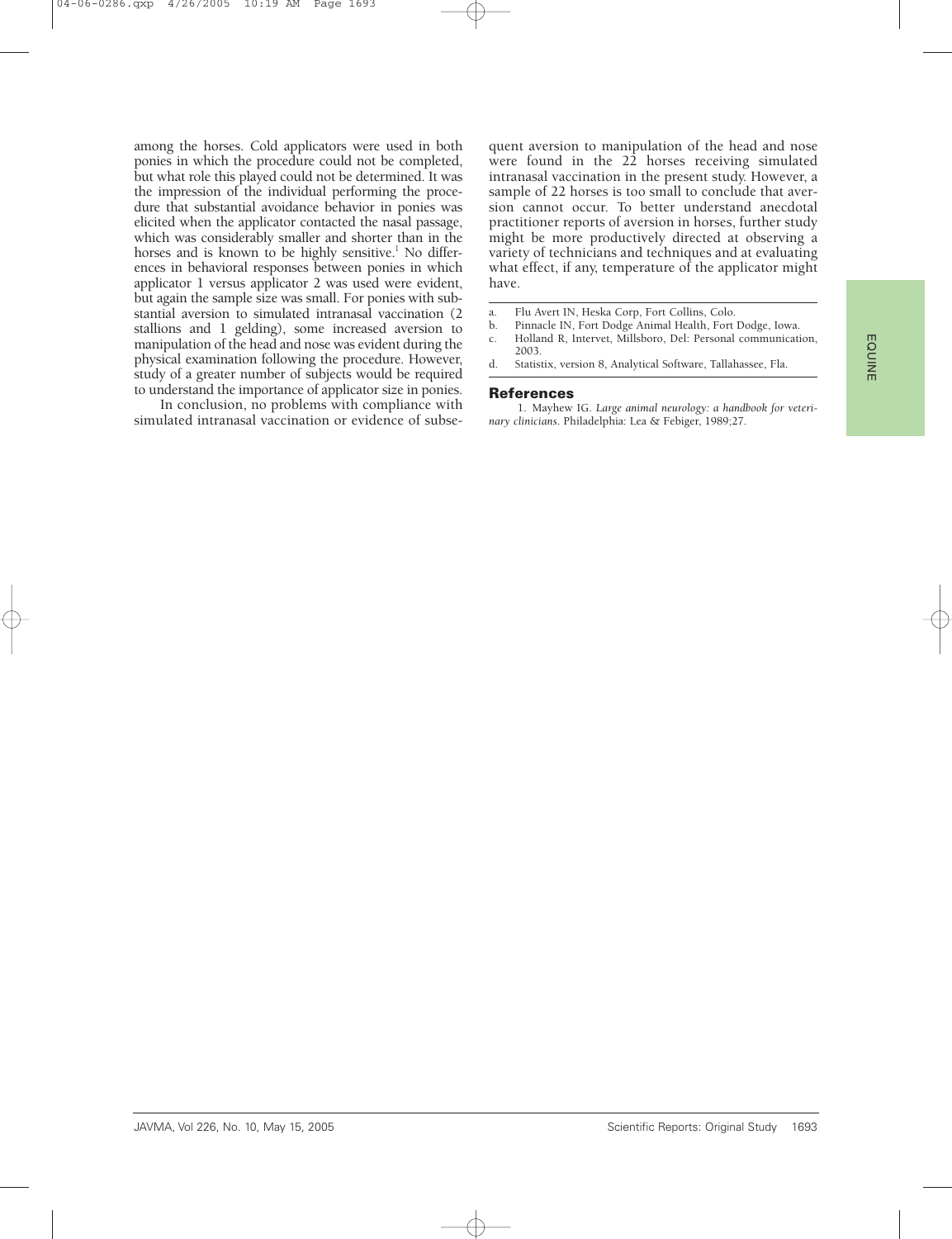among the horses. Cold applicators were used in both ponies in which the procedure could not be completed, but what role this played could not be determined. It was the impression of the individual performing the procedure that substantial avoidance behavior in ponies was elicited when the applicator contacted the nasal passage, which was considerably smaller and shorter than in the horses and is known to be highly sensitive.[1] No differences in behavioral responses between ponies in which applicator 1 versus applicator 2 was used were evident, but again the sample size was small. For ponies with substantial aversion to simulated intranasal vaccination (2 stallions and 1 gelding), some increased aversion to manipulation of the head and nose was evident during the physical examination following the procedure. However, study of a greater number of subjects would be required to understand the importance of applicator size in ponies.

In conclusion, no problems with compliance with simulated intranasal vaccination or evidence of subsequent aversion to manipulation of the head and nose were found in the 22 horses receiving simulated intranasal vaccination in the present study. However, a sample of 22 horses is too small to conclude that aversion cannot occur. To better understand anecdotal practitioner reports of aversion in horses, further study might be more productively directed at observing a variety of technicians and techniques and at evaluating what effect, if any, temperature of the applicator might have.

---

a. Flu Avert IN, Heska Corp, Fort Collins, Colo.
b. Pinnacle IN, Fort Dodge Animal Health, Fort Dodge, Iowa.
c. Holland R, Intervet, Millsboro, Del: Personal communication, 2003.
d. Statistix, version 8, Analytical Software, Tallahassee, Fla.

---

## References

1. Mayhew IG. *Large animal neurology: a handbook for veterinary clinicians*. Philadelphia: Lea & Febiger, 1989;27.